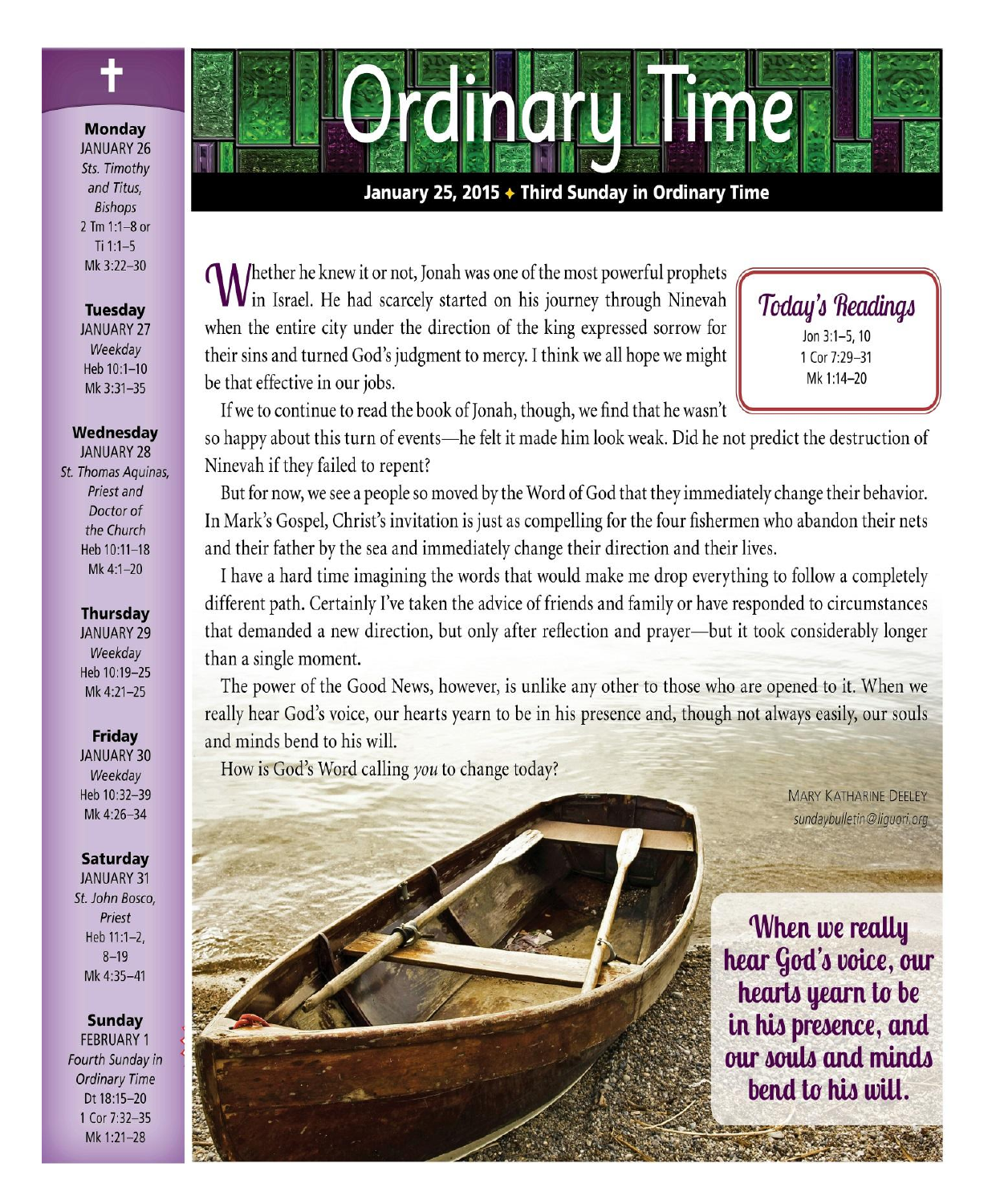# Ordinary Time

**January 25, 2015 ✦ Third Sunday in Ordinary Time**

Whether he knew it or not, Jonah was one of the most powerful prophets in Israel. He had scarcely started on his journey through Nineveh when the entire city under the direction of the king expressed sorrow for their sins and turned God's judgment to mercy. I think we all hope we might be that effective in our jobs.

If we to continue to read the book of Jonah, though, we find that he wasn't so happy about this turn of events—he felt it made him look weak. Did he not predict the destruction of Nineveh if they failed to repent?

But for now, we see a people so moved by the Word of God that they immediately change their behavior. In Mark's Gospel, Christ's invitation is just as compelling for the four fishermen who abandon their nets and their father by the sea and immediately change their direction and their lives.

I have a hard time imagining the words that would make me drop everything to follow a completely different path. Certainly I've taken the advice of friends and family or have responded to circumstances that demanded a new direction, but only after reflection and prayer—but it took considerably longer than a single moment.

The power of the Good News, however, is unlike any other to those who are opened to it. When we really hear God's voice, our hearts yearn to be in his presence and, though not always easily, our souls and minds bend to his will.

How is God's Word calling *you* to change today?

MARY KATHARINE DEELEY
*sundaybulletin@liguori.org*

## Today's Readings

Jon 3:1–5, 10
1 Cor 7:29–31
Mk 1:14–20

**When we really hear God's voice, our hearts yearn to be in his presence, and our souls and minds bend to his will.**

---

**Monday**
JANUARY 26
*Sts. Timothy and Titus, Bishops*
2 Tm 1:1–8 or Ti 1:1–5
Mk 3:22–30

**Tuesday**
JANUARY 27
*Weekday*
Heb 10:1–10
Mk 3:31–35

**Wednesday**
JANUARY 28
*St. Thomas Aquinas, Priest and Doctor of the Church*
Heb 10:11–18
Mk 4:1–20

**Thursday**
JANUARY 29
*Weekday*
Heb 10:19–25
Mk 4:21–25

**Friday**
JANUARY 30
*Weekday*
Heb 10:32–39
Mk 4:26–34

**Saturday**
JANUARY 31
*St. John Bosco, Priest*
Heb 11:1–2, 8–19
Mk 4:35–41

**Sunday**
FEBRUARY 1
*Fourth Sunday in Ordinary Time*
Dt 18:15–20
1 Cor 7:32–35
Mk 1:21–28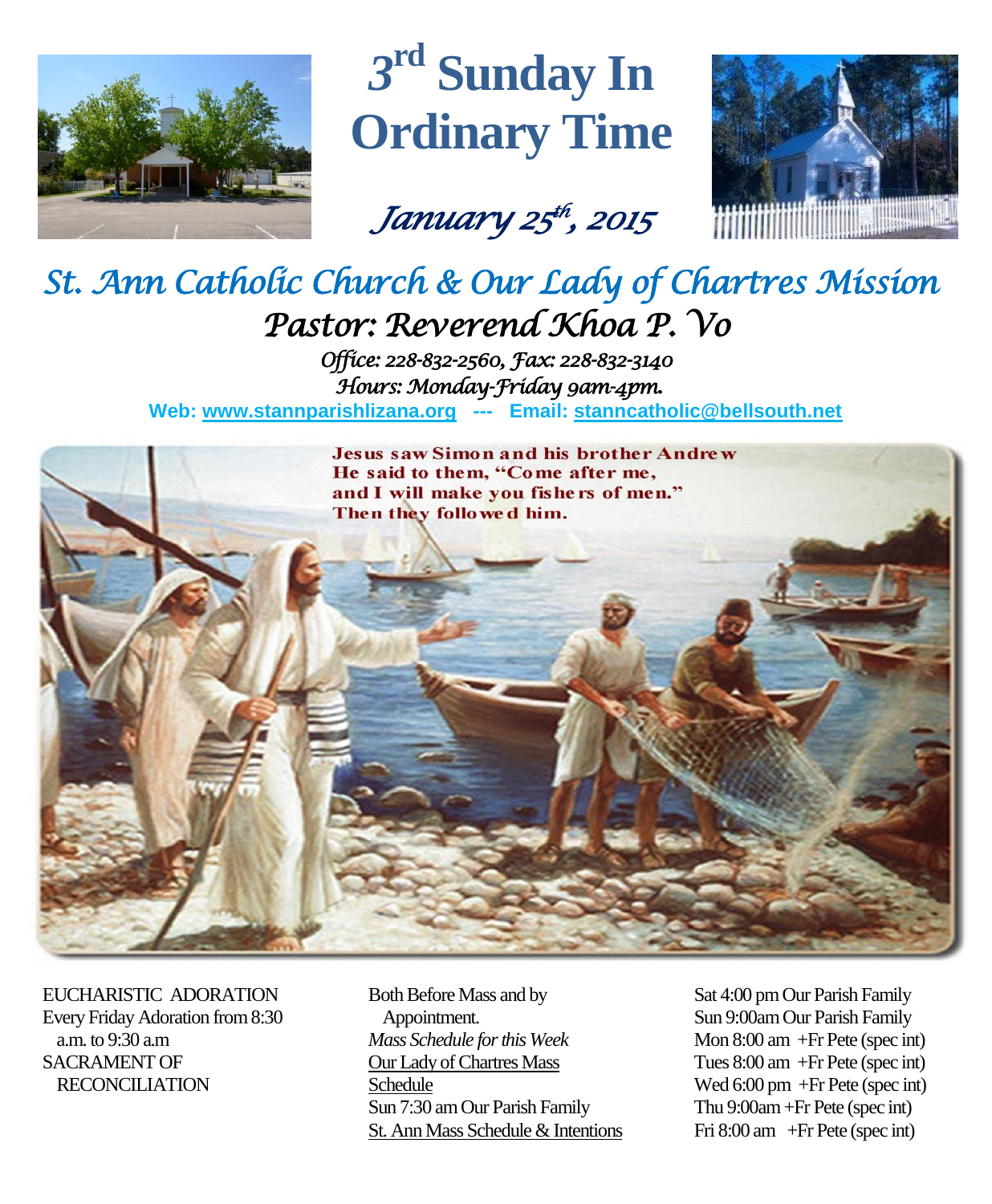# 3rd Sunday In Ordinary Time

*January 25th, 2015*

## *St. Ann Catholic Church & Our Lady of Chartres Mission*

### *Pastor: Reverend Khoa P. Vo*

*Office: 228-832-2560, Fax: 228-832-3140*
*Hours: Monday-Friday 9am-4pm.*

**Web: www.stannparishlizana.org --- Email: stanncatholic@bellsouth.net**

Jesus saw Simon and his brother Andrew He said to them, "Come after me, and I will make you fishers of men." Then they followed him.

EUCHARISTIC ADORATION
Every Friday Adoration from 8:30 a.m. to 9:30 a.m

SACRAMENT OF RECONCILIATION
Both Before Mass and by Appointment.

*Mass Schedule for this Week*

Our Lady of Chartres Mass Schedule

Sun 7:30 am Our Parish Family

St. Ann Mass Schedule & Intentions

Sat 4:00 pm Our Parish Family
Sun 9:00am Our Parish Family
Mon 8:00 am +Fr Pete (spec int)
Tues 8:00 am +Fr Pete (spec int)
Wed 6:00 pm +Fr Pete (spec int)
Thu 9:00am +Fr Pete (spec int)
Fri 8:00 am +Fr Pete (spec int)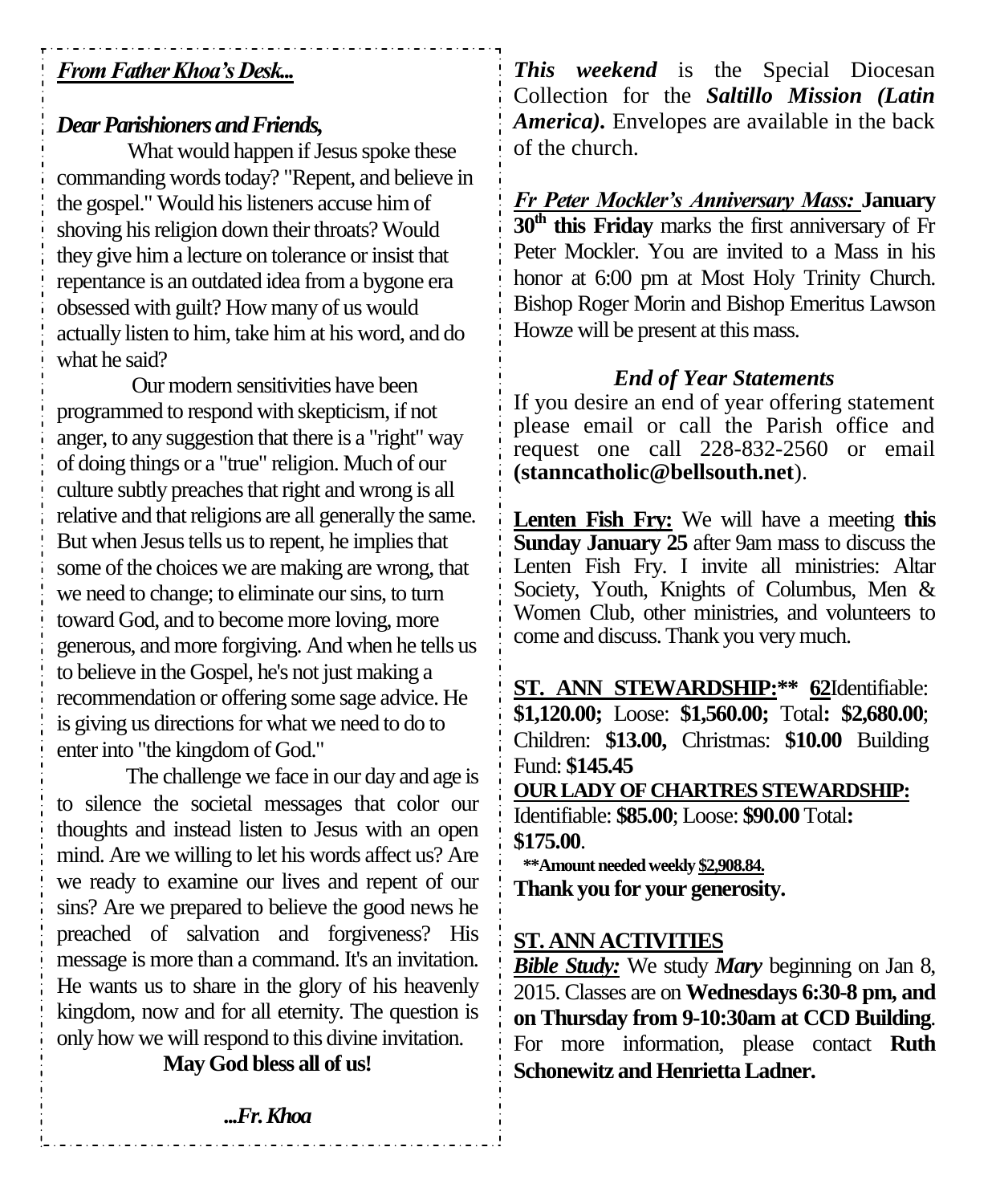***From Father Khoa's Desk...***

***Dear Parishioners and Friends,***

What would happen if Jesus spoke these commanding words today? "Repent, and believe in the gospel." Would his listeners accuse him of shoving his religion down their throats? Would they give him a lecture on tolerance or insist that repentance is an outdated idea from a bygone era obsessed with guilt? How many of us would actually listen to him, take him at his word, and do what he said?

Our modern sensitivities have been programmed to respond with skepticism, if not anger, to any suggestion that there is a "right" way of doing things or a "true" religion. Much of our culture subtly preaches that right and wrong is all relative and that religions are all generally the same. But when Jesus tells us to repent, he implies that some of the choices we are making are wrong, that we need to change; to eliminate our sins, to turn toward God, and to become more loving, more generous, and more forgiving. And when he tells us to believe in the Gospel, he's not just making a recommendation or offering some sage advice. He is giving us directions for what we need to do to enter into "the kingdom of God."

The challenge we face in our day and age is to silence the societal messages that color our thoughts and instead listen to Jesus with an open mind. Are we willing to let his words affect us? Are we ready to examine our lives and repent of our sins? Are we prepared to believe the good news he preached of salvation and forgiveness? His message is more than a command. It's an invitation. He wants us to share in the glory of his heavenly kingdom, now and for all eternity. The question is only how we will respond to this divine invitation.

**May God bless all of us!**

***...Fr. Khoa***

***This weekend*** is the Special Diocesan Collection for the ***Saltillo Mission (Latin America).*** Envelopes are available in the back of the church.

***Fr Peter Mockler's Anniversary Mass:*** **January 30th this Friday** marks the first anniversary of Fr Peter Mockler. You are invited to a Mass in his honor at 6:00 pm at Most Holy Trinity Church. Bishop Roger Morin and Bishop Emeritus Lawson Howze will be present at this mass.

### *End of Year Statements*

If you desire an end of year offering statement please email or call the Parish office and request one call 228-832-2560 or email **(stanncatholic@bellsouth.net**).

**Lenten Fish Fry:** We will have a meeting **this Sunday January 25** after 9am mass to discuss the Lenten Fish Fry. I invite all ministries: Altar Society, Youth, Knights of Columbus, Men & Women Club, other ministries, and volunteers to come and discuss. Thank you very much.

**ST. ANN STEWARDSHIP:\*\* 62**Identifiable: **$1,120.00;** Loose: **$1,560.00;** Total**: $2,680.00**; Children: **$13.00,** Christmas: **$10.00** Building Fund: **$145.45**

**OUR LADY OF CHARTRES STEWARDSHIP:**
Identifiable: **$85.00**; Loose: **$90.00** Total**: $175.00**.

**\*\*Amount needed weekly $2,908.84.**

**Thank you for your generosity.**

**ST. ANN ACTIVITIES**

***Bible Study:*** We study ***Mary*** beginning on Jan 8, 2015. Classes are on **Wednesdays 6:30-8 pm, and on Thursday from 9-10:30am at CCD Building**. For more information, please contact **Ruth Schonewitz and Henrietta Ladner.**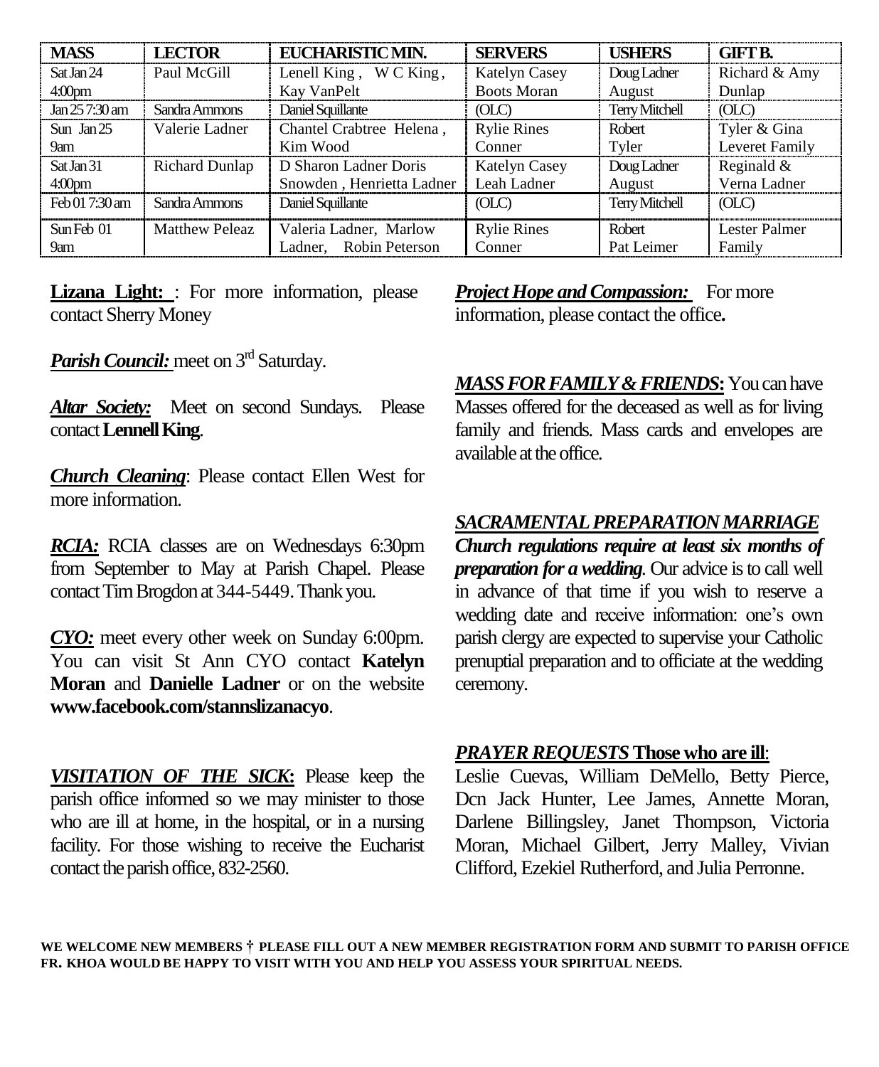| MASS | LECTOR | EUCHARISTIC MIN. | SERVERS | USHERS | GIFT B. |
|---|---|---|---|---|---|
| Sat Jan 24 4:00pm | Paul McGill | Lenell King , W C King , Kay VanPelt | Katelyn Casey Boots Moran | Doug Ladner August | Richard & Amy Dunlap |
| Jan 25 7:30 am | Sandra Ammons | Daniel Squillante | (OLC) | Terry Mitchell | (OLC) |
| Sun Jan 25 9am | Valerie Ladner | Chantel Crabtree Helena , Kim Wood | Rylie Rines Conner | Robert Tyler | Tyler & Gina Leveret Family |
| Sat Jan 31 4:00pm | Richard Dunlap | D Sharon Ladner Doris Snowden , Henrietta Ladner | Katelyn Casey Leah Ladner | Doug Ladner August | Reginald & Verna Ladner |
| Feb 01 7:30 am | Sandra Ammons | Daniel Squillante | (OLC) | Terry Mitchell | (OLC) |
| Sun Feb 01 9am | Matthew Peleaz | Valeria Ladner, Marlow Ladner, Robin Peterson | Rylie Rines Conner | Robert Pat Leimer | Lester Palmer Family |

**Lizana Light:** : For more information, please contact Sherry Money

***Parish Council:*** meet on 3rd Saturday.

***Altar Society:*** Meet on second Sundays. Please contact **Lennell King**.

***Church Cleaning***: Please contact Ellen West for more information.

***RCIA:*** RCIA classes are on Wednesdays 6:30pm from September to May at Parish Chapel. Please contact Tim Brogdon at 344-5449. Thank you.

***CYO:*** meet every other week on Sunday 6:00pm. You can visit St Ann CYO contact **Katelyn Moran** and **Danielle Ladner** or on the website **www.facebook.com/stannslizanacyo**.

***VISITATION OF THE SICK*:** Please keep the parish office informed so we may minister to those who are ill at home, in the hospital, or in a nursing facility. For those wishing to receive the Eucharist contact the parish office, 832-2560.

***Project Hope and Compassion:*** For more information, please contact the office**.**

***MASS FOR FAMILY & FRIENDS*:** You can have Masses offered for the deceased as well as for living family and friends. Mass cards and envelopes are available at the office.

***SACRAMENTAL PREPARATION MARRIAGE***

***Church regulations require at least six months of preparation for a wedding***. Our advice is to call well in advance of that time if you wish to reserve a wedding date and receive information: one's own parish clergy are expected to supervise your Catholic prenuptial preparation and to officiate at the wedding ceremony.

***PRAYER REQUESTS*** **Those who are ill**:
Leslie Cuevas, William DeMello, Betty Pierce, Dcn Jack Hunter, Lee James, Annette Moran, Darlene Billingsley, Janet Thompson, Victoria Moran, Michael Gilbert, Jerry Malley, Vivian Clifford, Ezekiel Rutherford, and Julia Perronne.

**WE WELCOME NEW MEMBERS † PLEASE FILL OUT A NEW MEMBER REGISTRATION FORM AND SUBMIT TO PARISH OFFICE FR. KHOA WOULD BE HAPPY TO VISIT WITH YOU AND HELP YOU ASSESS YOUR SPIRITUAL NEEDS.**